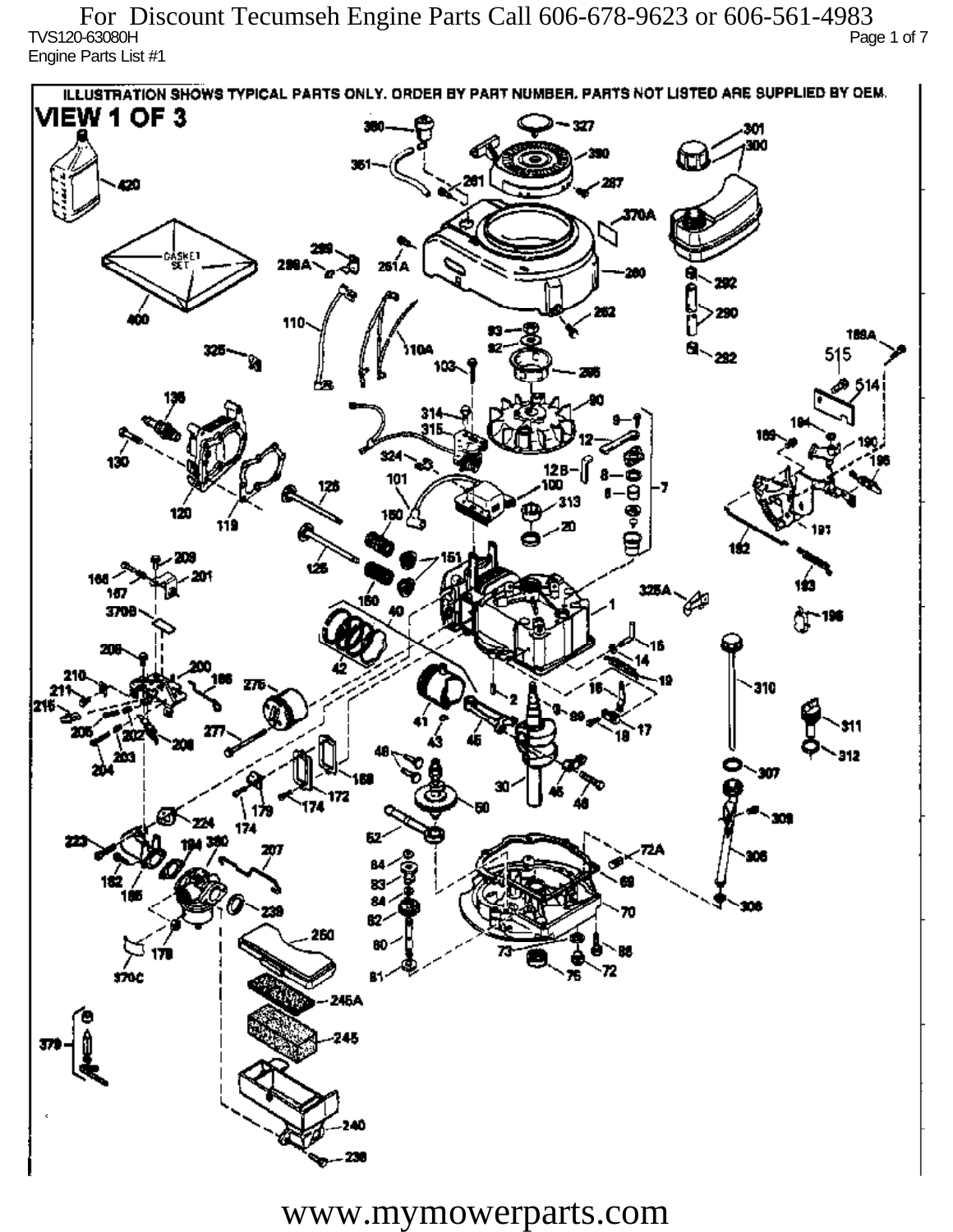For Discount Tecumseh Engine Parts Call 606-678-9623 or 606-561-4983

TVS120-63080H

Engine Parts List #1

ILLUSTRATION SHOWS TYPICAL PARTS ONLY. ORDER BY PART NUMBER. PARTS NOT LISTED ARE SUPPLIED BY OEM.

VIEW 1 OF 3

www.mymowerparts.com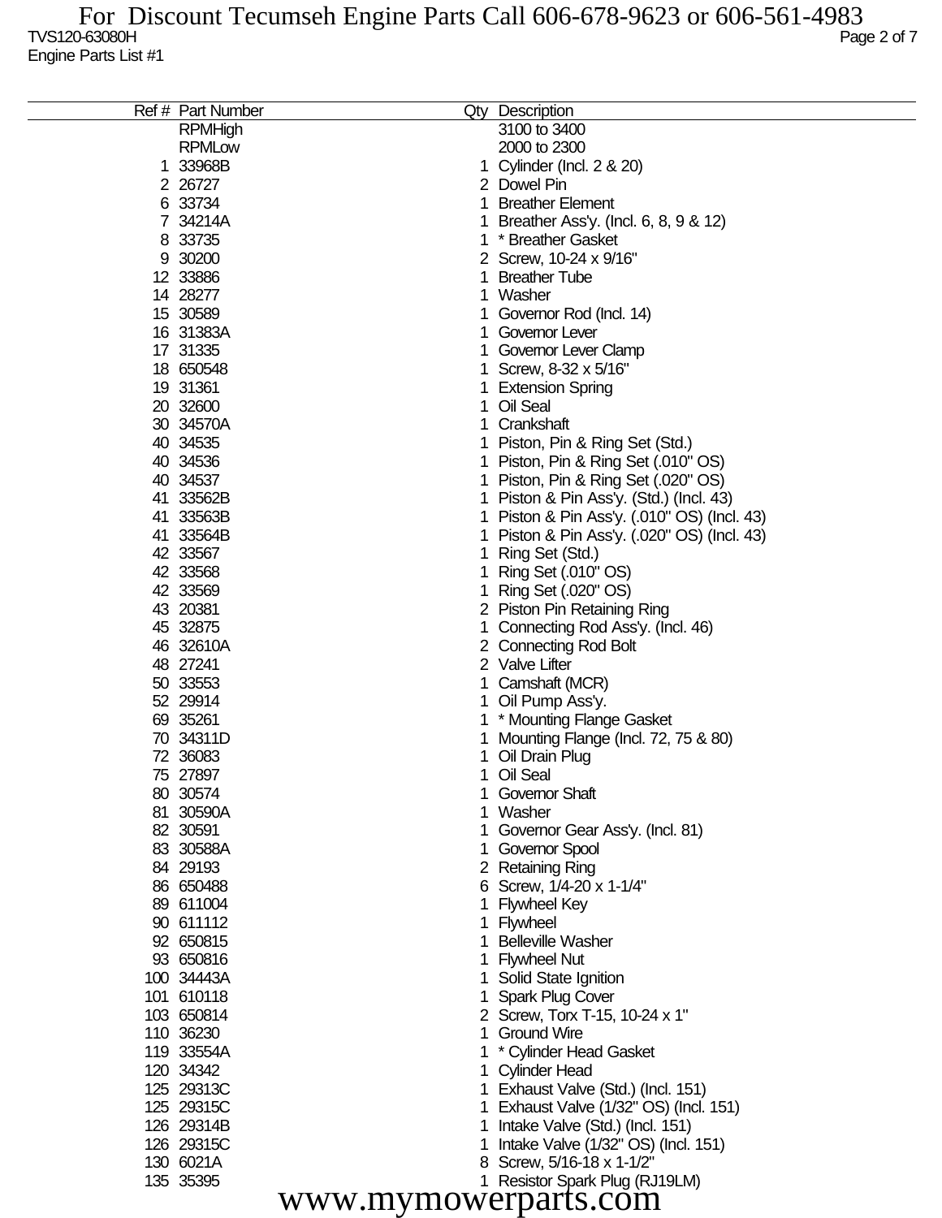TVS120-63080H

Engine Parts List #1

| Ref # | Part Number | Qty | Description |
|---|---|---|---|
| | RPMHigh | | 3100 to 3400 |
| | RPMLow | | 2000 to 2300 |
| 1 | 33968B | 1 | Cylinder (Incl. 2 & 20) |
| 2 | 26727 | 2 | Dowel Pin |
| 6 | 33734 | 1 | Breather Element |
| 7 | 34214A | 1 | Breather Ass'y. (Incl. 6, 8, 9 & 12) |
| 8 | 33735 | 1 | * Breather Gasket |
| 9 | 30200 | 2 | Screw, 10-24 x 9/16" |
| 12 | 33886 | 1 | Breather Tube |
| 14 | 28277 | 1 | Washer |
| 15 | 30589 | 1 | Governor Rod (Incl. 14) |
| 16 | 31383A | 1 | Governor Lever |
| 17 | 31335 | 1 | Governor Lever Clamp |
| 18 | 650548 | 1 | Screw, 8-32 x 5/16" |
| 19 | 31361 | 1 | Extension Spring |
| 20 | 32600 | 1 | Oil Seal |
| 30 | 34570A | 1 | Crankshaft |
| 40 | 34535 | 1 | Piston, Pin & Ring Set (Std.) |
| 40 | 34536 | 1 | Piston, Pin & Ring Set (.010" OS) |
| 40 | 34537 | 1 | Piston, Pin & Ring Set (.020" OS) |
| 41 | 33562B | 1 | Piston & Pin Ass'y. (Std.) (Incl. 43) |
| 41 | 33563B | 1 | Piston & Pin Ass'y. (.010" OS) (Incl. 43) |
| 41 | 33564B | 1 | Piston & Pin Ass'y. (.020" OS) (Incl. 43) |
| 42 | 33567 | 1 | Ring Set (Std.) |
| 42 | 33568 | 1 | Ring Set (.010" OS) |
| 42 | 33569 | 1 | Ring Set (.020" OS) |
| 43 | 20381 | 2 | Piston Pin Retaining Ring |
| 45 | 32875 | 1 | Connecting Rod Ass'y. (Incl. 46) |
| 46 | 32610A | 2 | Connecting Rod Bolt |
| 48 | 27241 | 2 | Valve Lifter |
| 50 | 33553 | 1 | Camshaft (MCR) |
| 52 | 29914 | 1 | Oil Pump Ass'y. |
| 69 | 35261 | 1 | * Mounting Flange Gasket |
| 70 | 34311D | 1 | Mounting Flange (Incl. 72, 75 & 80) |
| 72 | 36083 | 1 | Oil Drain Plug |
| 75 | 27897 | 1 | Oil Seal |
| 80 | 30574 | 1 | Governor Shaft |
| 81 | 30590A | 1 | Washer |
| 82 | 30591 | 1 | Governor Gear Ass'y. (Incl. 81) |
| 83 | 30588A | 1 | Governor Spool |
| 84 | 29193 | 2 | Retaining Ring |
| 86 | 650488 | 6 | Screw, 1/4-20 x 1-1/4" |
| 89 | 611004 | 1 | Flywheel Key |
| 90 | 611112 | 1 | Flywheel |
| 92 | 650815 | 1 | Belleville Washer |
| 93 | 650816 | 1 | Flywheel Nut |
| 100 | 34443A | 1 | Solid State Ignition |
| 101 | 610118 | 1 | Spark Plug Cover |
| 103 | 650814 | 2 | Screw, Torx T-15, 10-24 x 1" |
| 110 | 36230 | 1 | Ground Wire |
| 119 | 33554A | 1 | * Cylinder Head Gasket |
| 120 | 34342 | 1 | Cylinder Head |
| 125 | 29313C | 1 | Exhaust Valve (Std.) (Incl. 151) |
| 125 | 29315C | 1 | Exhaust Valve (1/32" OS) (Incl. 151) |
| 126 | 29314B | 1 | Intake Valve (Std.) (Incl. 151) |
| 126 | 29315C | 1 | Intake Valve (1/32" OS) (Incl. 151) |
| 130 | 6021A | 8 | Screw, 5/16-18 x 1-1/2" |
| 135 | 35395 | 1 | Resistor Spark Plug (RJ19LM) |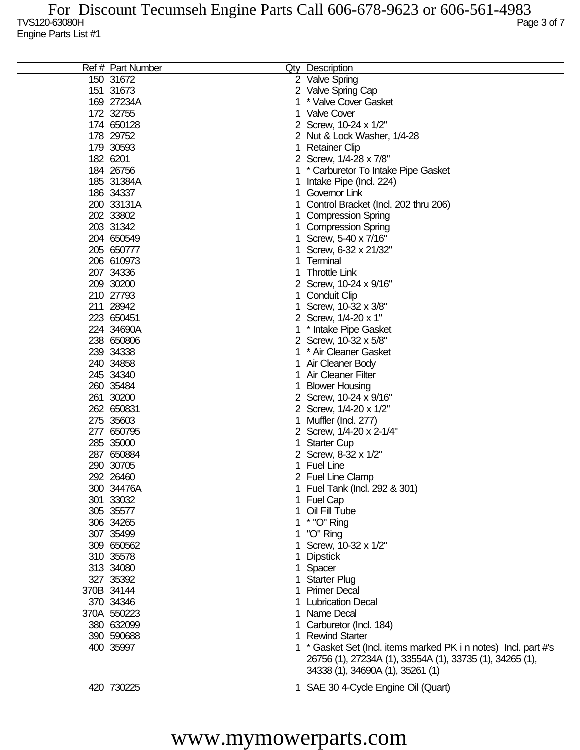| Ref # | Part Number | Qty | Description |
|---|---|---|---|
| 150 | 31672 | 2 | Valve Spring |
| 151 | 31673 | 2 | Valve Spring Cap |
| 169 | 27234A | 1 | * Valve Cover Gasket |
| 172 | 32755 | 1 | Valve Cover |
| 174 | 650128 | 2 | Screw, 10-24 x 1/2" |
| 178 | 29752 | 2 | Nut & Lock Washer, 1/4-28 |
| 179 | 30593 | 1 | Retainer Clip |
| 182 | 6201 | 2 | Screw, 1/4-28 x 7/8" |
| 184 | 26756 | 1 | * Carburetor To Intake Pipe Gasket |
| 185 | 31384A | 1 | Intake Pipe (Incl. 224) |
| 186 | 34337 | 1 | Governor Link |
| 200 | 33131A | 1 | Control Bracket (Incl. 202 thru 206) |
| 202 | 33802 | 1 | Compression Spring |
| 203 | 31342 | 1 | Compression Spring |
| 204 | 650549 | 1 | Screw, 5-40 x 7/16" |
| 205 | 650777 | 1 | Screw, 6-32 x 21/32" |
| 206 | 610973 | 1 | Terminal |
| 207 | 34336 | 1 | Throttle Link |
| 209 | 30200 | 2 | Screw, 10-24 x 9/16" |
| 210 | 27793 | 1 | Conduit Clip |
| 211 | 28942 | 1 | Screw, 10-32 x 3/8" |
| 223 | 650451 | 2 | Screw, 1/4-20 x 1" |
| 224 | 34690A | 1 | * Intake Pipe Gasket |
| 238 | 650806 | 2 | Screw, 10-32 x 5/8" |
| 239 | 34338 | 1 | * Air Cleaner Gasket |
| 240 | 34858 | 1 | Air Cleaner Body |
| 245 | 34340 | 1 | Air Cleaner Filter |
| 260 | 35484 | 1 | Blower Housing |
| 261 | 30200 | 2 | Screw, 10-24 x 9/16" |
| 262 | 650831 | 2 | Screw, 1/4-20 x 1/2" |
| 275 | 35603 | 1 | Muffler (Incl. 277) |
| 277 | 650795 | 2 | Screw, 1/4-20 x 2-1/4" |
| 285 | 35000 | 1 | Starter Cup |
| 287 | 650884 | 2 | Screw, 8-32 x 1/2" |
| 290 | 30705 | 1 | Fuel Line |
| 292 | 26460 | 2 | Fuel Line Clamp |
| 300 | 34476A | 1 | Fuel Tank (Incl. 292 & 301) |
| 301 | 33032 | 1 | Fuel Cap |
| 305 | 35577 | 1 | Oil Fill Tube |
| 306 | 34265 | 1 | * "O" Ring |
| 307 | 35499 | 1 | "O" Ring |
| 309 | 650562 | 1 | Screw, 10-32 x 1/2" |
| 310 | 35578 | 1 | Dipstick |
| 313 | 34080 | 1 | Spacer |
| 327 | 35392 | 1 | Starter Plug |
| 370B | 34144 | 1 | Primer Decal |
| 370 | 34346 | 1 | Lubrication Decal |
| 370A | 550223 | 1 | Name Decal |
| 380 | 632099 | 1 | Carburetor (Incl. 184) |
| 390 | 590688 | 1 | Rewind Starter |
| 400 | 35997 | 1 | * Gasket Set (Incl. items marked PK i n notes) Incl. part #'s 26756 (1), 27234A (1), 33554A (1), 33735 (1), 34265 (1), 34338 (1), 34690A (1), 35261 (1) |
| 420 | 730225 | 1 | SAE 30 4-Cycle Engine Oil (Quart) |

www.mymowerparts.com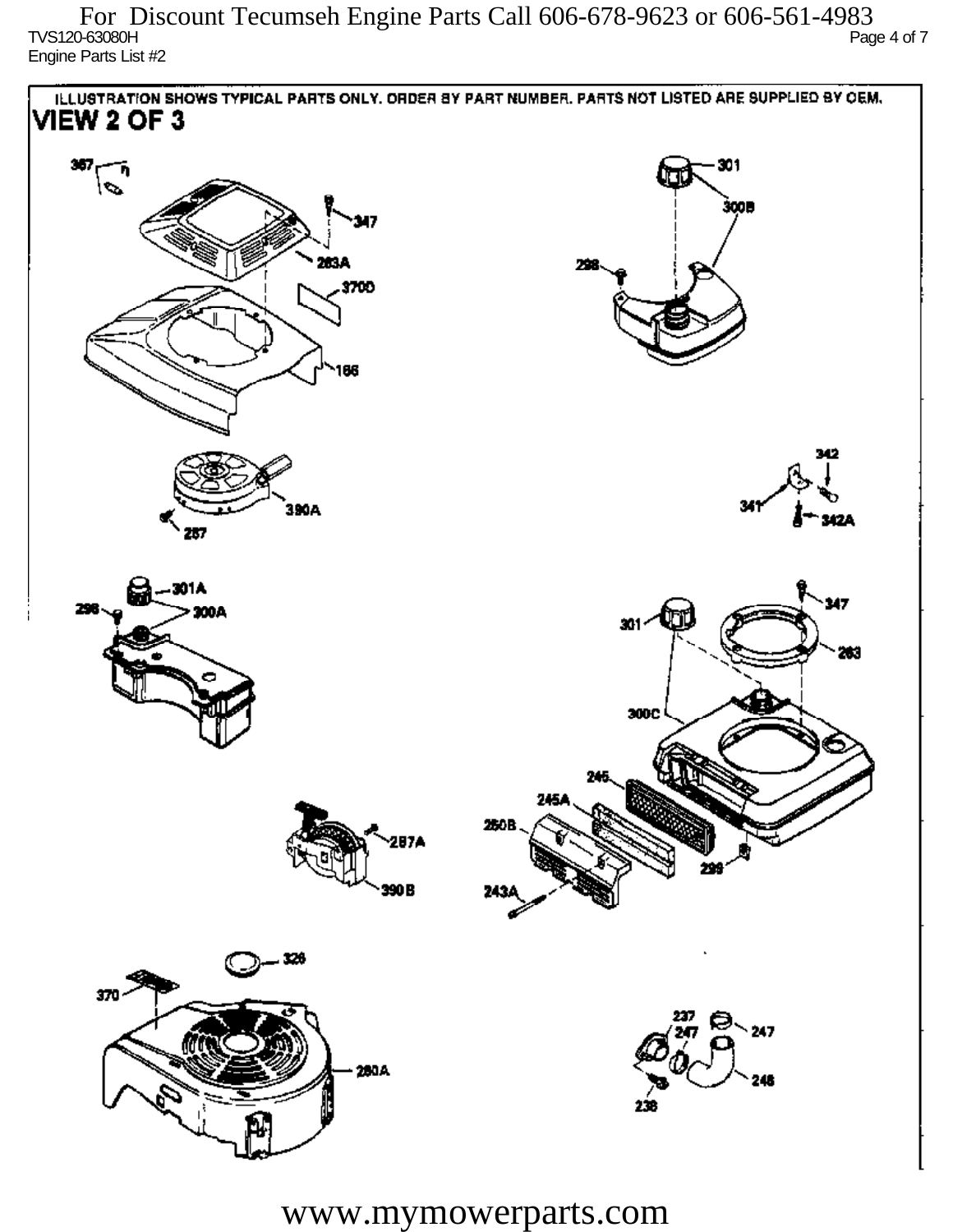ILLUSTRATION SHOWS TYPICAL PARTS ONLY. ORDER BY PART NUMBER. PARTS NOT LISTED ARE SUPPLIED BY OEM.

## VIEW 2 OF 3

367, 347, 263A, 370D, 166, 301, 300B, 298, 390A, 257, 342, 341, 342A, 301A, 298, 300A, 347, 301, 263, 300C, 246, 245A, 250B, 299, 243A, 257A, 390B, 326, 370, 260A, 237, 247, 247, 248, 238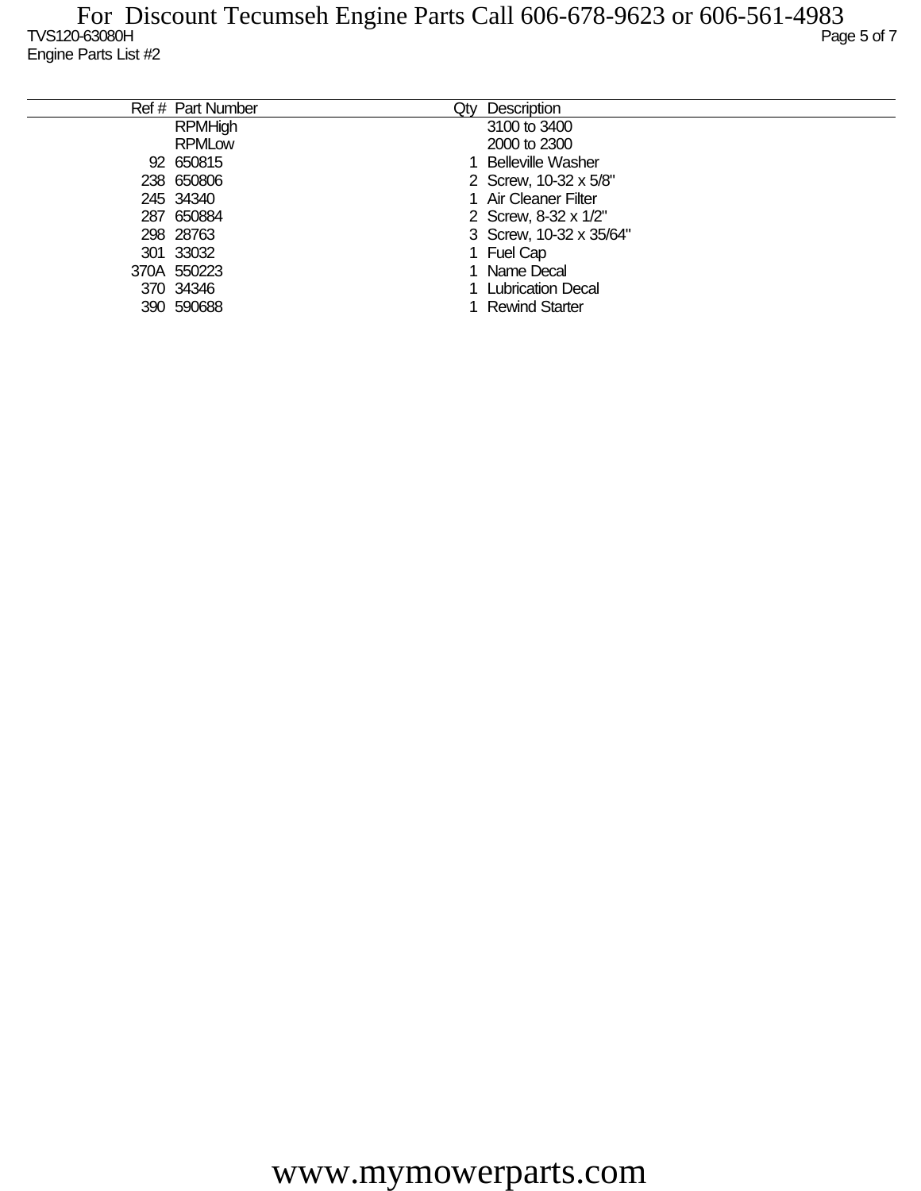| Ref # | Part Number | Qty | Description |
|---|---|---|---|
| | RPMHigh | | 3100 to 3400 |
| | RPMLow | | 2000 to 2300 |
| 92 | 650815 | 1 | Belleville Washer |
| 238 | 650806 | 2 | Screw, 10-32 x 5/8" |
| 245 | 34340 | 1 | Air Cleaner Filter |
| 287 | 650884 | 2 | Screw, 8-32 x 1/2" |
| 298 | 28763 | 3 | Screw, 10-32 x 35/64" |
| 301 | 33032 | 1 | Fuel Cap |
| 370A | 550223 | 1 | Name Decal |
| 370 | 34346 | 1 | Lubrication Decal |
| 390 | 590688 | 1 | Rewind Starter |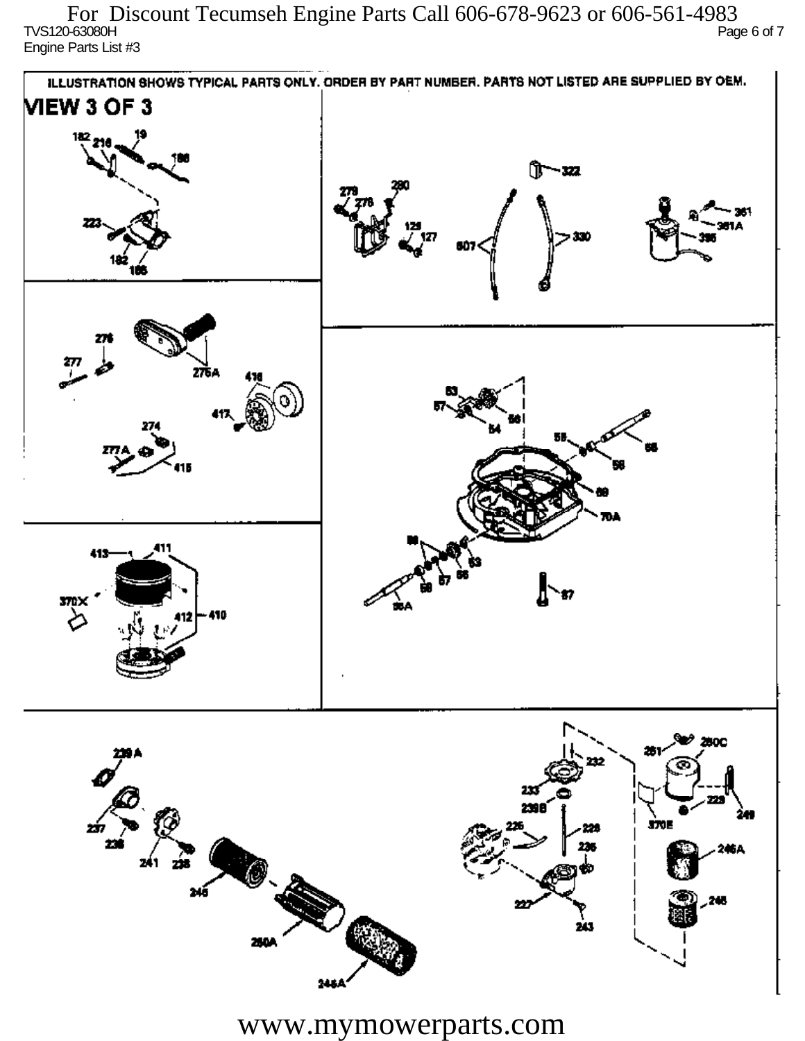For Discount Tecumseh Engine Parts Call 606-678-9623 or 606-561-4983

TVS120-63080H

Engine Parts List #3

ILLUSTRATION SHOWS TYPICAL PARTS ONLY. ORDER BY PART NUMBER. PARTS NOT LISTED ARE SUPPLIED BY OEM.

VIEW 3 OF 3

182 216 19 186 223 182 185

279 280 278 129 127 607 322 330 361 361A 395

276 277 276A 416 417 274 277A 415

53 57 54 56 55 58 68 69 70A 56 57 58 53 58 56A 87

413 411 370X 412 410

239A 237 238 241 235 245 250A 246A

232 233 239B 226 228 236 227 243 281 250C 370E 229 249 246A 246

www.mymowerparts.com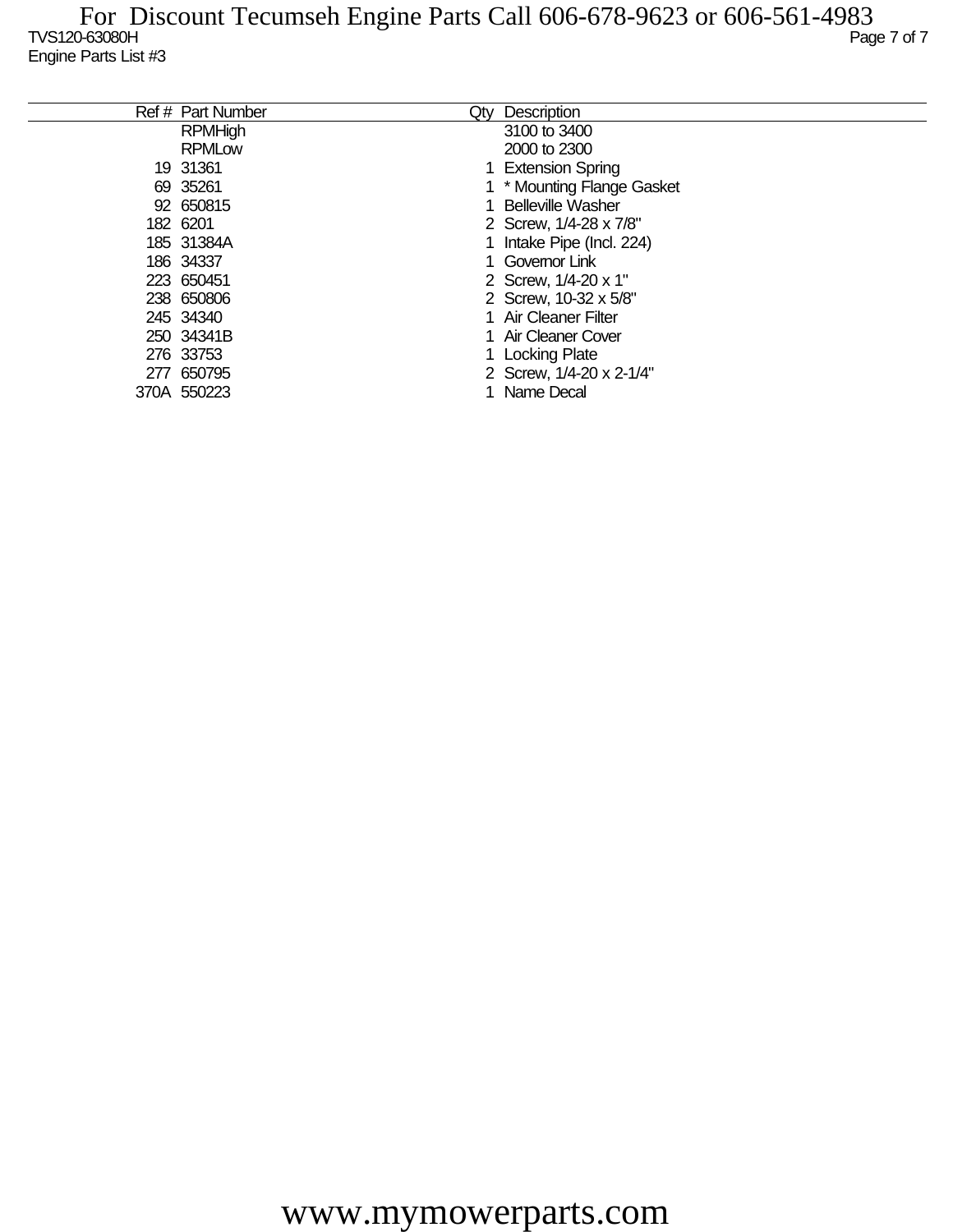| Ref # | Part Number | Qty | Description |
|---|---|---|---|
| | RPMHigh | | 3100 to 3400 |
| | RPMLow | | 2000 to 2300 |
| 19 | 31361 | 1 | Extension Spring |
| 69 | 35261 | 1 | * Mounting Flange Gasket |
| 92 | 650815 | 1 | Belleville Washer |
| 182 | 6201 | 2 | Screw, 1/4-28 x 7/8" |
| 185 | 31384A | 1 | Intake Pipe (Incl. 224) |
| 186 | 34337 | 1 | Governor Link |
| 223 | 650451 | 2 | Screw, 1/4-20 x 1" |
| 238 | 650806 | 2 | Screw, 10-32 x 5/8" |
| 245 | 34340 | 1 | Air Cleaner Filter |
| 250 | 34341B | 1 | Air Cleaner Cover |
| 276 | 33753 | 1 | Locking Plate |
| 277 | 650795 | 2 | Screw, 1/4-20 x 2-1/4" |
| 370A | 550223 | 1 | Name Decal |